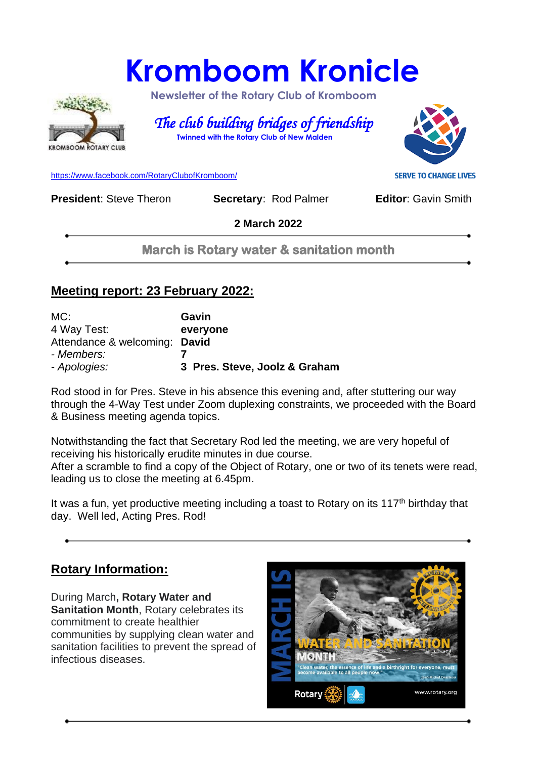# Kromboom Kronicle

Newsletter of the Rotary Club of Kromboom

*The club building bridges of friendship*

Twinned with the Rotary Club of New Malden

https://www.facebook.com/RotaryClubofKromboom/

SERVE TO CHANGE LIVES

**President**: Steve Theron **Secretary**: Rod Palmer **Editor**: Gavin Smith

**2 March 2022**

**March is Rotary water & sanitation month**

## Meeting report: 23 February 2022:

MC: **Gavin**
4 Way Test: **everyone**
Attendance & welcoming: **David**
*- Members:* **7**
*- Apologies:* **3 Pres. Steve, Joolz & Graham**

Rod stood in for Pres. Steve in his absence this evening and, after stuttering our way through the 4-Way Test under Zoom duplexing constraints, we proceeded with the Board & Business meeting agenda topics.

Notwithstanding the fact that Secretary Rod led the meeting, we are very hopeful of receiving his historically erudite minutes in due course.
After a scramble to find a copy of the Object of Rotary, one or two of its tenets were read, leading us to close the meeting at 6.45pm.

It was a fun, yet productive meeting including a toast to Rotary on its 117th birthday that day. Well led, Acting Pres. Rod!

## Rotary Information:

During March**, Rotary Water and Sanitation Month**, Rotary celebrates its commitment to create healthier communities by supplying clean water and sanitation facilities to prevent the spread of infectious diseases.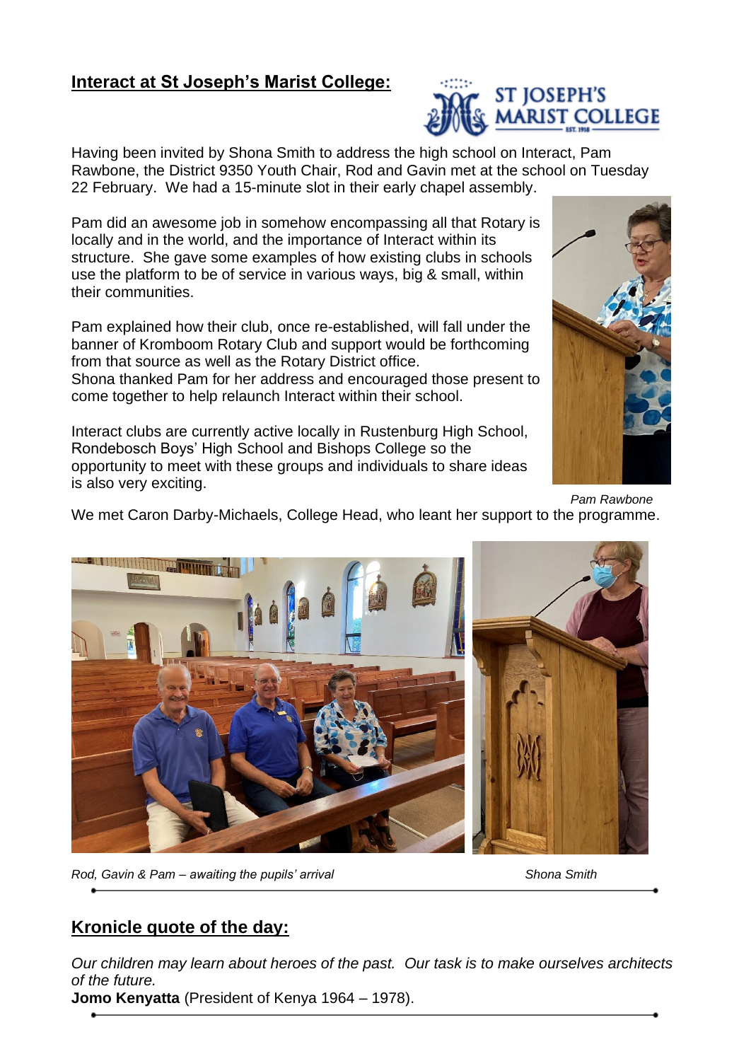## Interact at St Joseph's Marist College:

Having been invited by Shona Smith to address the high school on Interact, Pam Rawbone, the District 9350 Youth Chair, Rod and Gavin met at the school on Tuesday 22 February. We had a 15-minute slot in their early chapel assembly.

Pam did an awesome job in somehow encompassing all that Rotary is locally and in the world, and the importance of Interact within its structure. She gave some examples of how existing clubs in schools use the platform to be of service in various ways, big & small, within their communities.

Pam explained how their club, once re-established, will fall under the banner of Kromboom Rotary Club and support would be forthcoming from that source as well as the Rotary District office.
Shona thanked Pam for her address and encouraged those present to come together to help relaunch Interact within their school.

Interact clubs are currently active locally in Rustenburg High School, Rondebosch Boys' High School and Bishops College so the opportunity to meet with these groups and individuals to share ideas is also very exciting.

*Pam Rawbone*

We met Caron Darby-Michaels, College Head, who leant her support to the programme.

*Rod, Gavin & Pam – awaiting the pupils' arrival*

*Shona Smith*

## Kronicle quote of the day:

*Our children may learn about heroes of the past. Our task is to make ourselves architects of the future.*
**Jomo Kenyatta** (President of Kenya 1964 – 1978).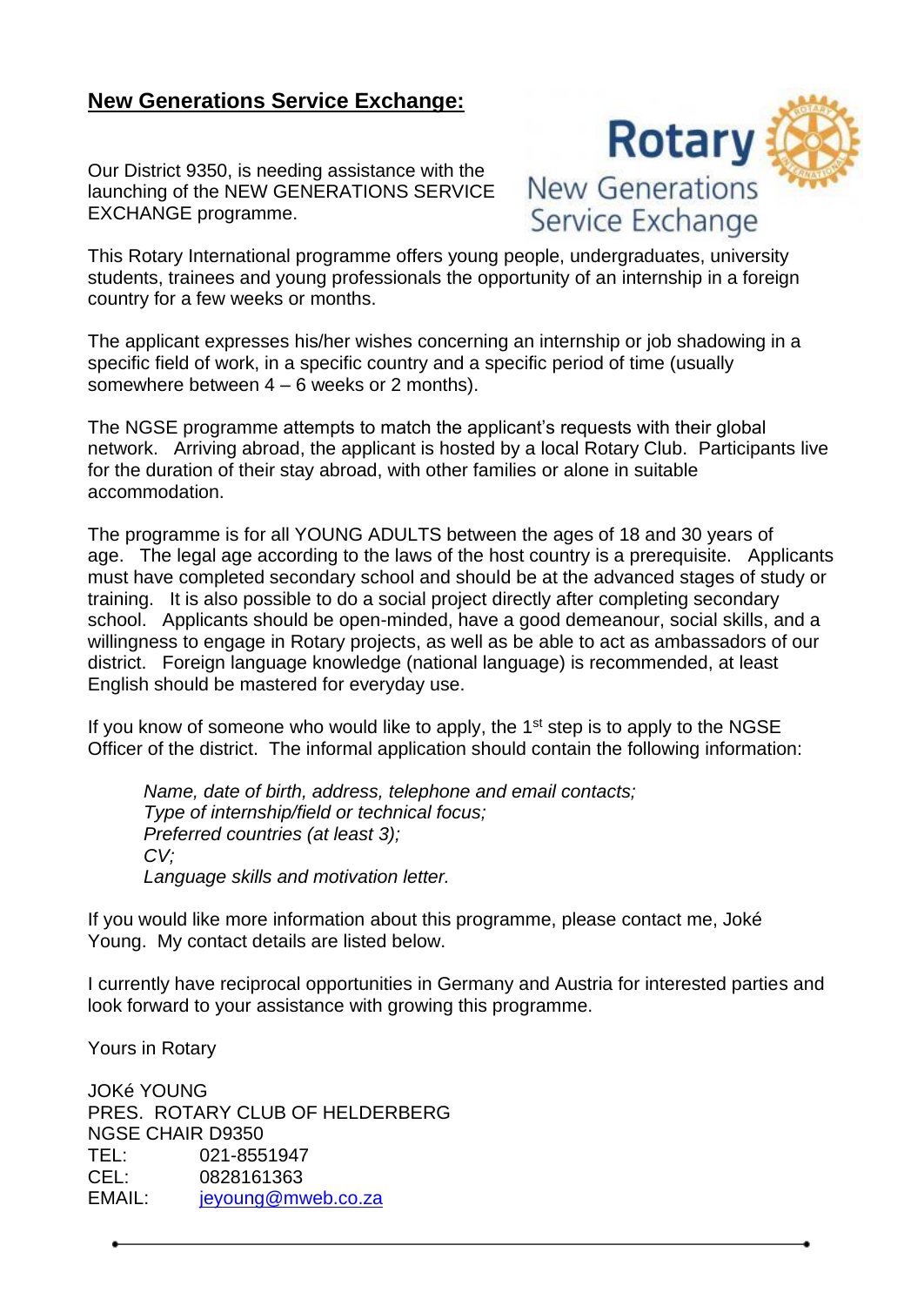## New Generations Service Exchange:

Our District 9350, is needing assistance with the launching of the NEW GENERATIONS SERVICE EXCHANGE programme.

Rotary New Generations Service Exchange

This Rotary International programme offers young people, undergraduates, university students, trainees and young professionals the opportunity of an internship in a foreign country for a few weeks or months.

The applicant expresses his/her wishes concerning an internship or job shadowing in a specific field of work, in a specific country and a specific period of time (usually somewhere between 4 – 6 weeks or 2 months).

The NGSE programme attempts to match the applicant's requests with their global network. Arriving abroad, the applicant is hosted by a local Rotary Club. Participants live for the duration of their stay abroad, with other families or alone in suitable accommodation.

The programme is for all YOUNG ADULTS between the ages of 18 and 30 years of age. The legal age according to the laws of the host country is a prerequisite. Applicants must have completed secondary school and should be at the advanced stages of study or training. It is also possible to do a social project directly after completing secondary school. Applicants should be open-minded, have a good demeanour, social skills, and a willingness to engage in Rotary projects, as well as be able to act as ambassadors of our district. Foreign language knowledge (national language) is recommended, at least English should be mastered for everyday use.

If you know of someone who would like to apply, the 1st step is to apply to the NGSE Officer of the district. The informal application should contain the following information:

> *Name, date of birth, address, telephone and email contacts;*
> *Type of internship/field or technical focus;*
> *Preferred countries (at least 3);*
> *CV;*
> *Language skills and motivation letter.*

If you would like more information about this programme, please contact me, Joké Young. My contact details are listed below.

I currently have reciprocal opportunities in Germany and Austria for interested parties and look forward to your assistance with growing this programme.

Yours in Rotary

JOKé YOUNG
PRES. ROTARY CLUB OF HELDERBERG
NGSE CHAIR D9350
TEL: 021-8551947
CEL: 0828161363
EMAIL: jeyoung@mweb.co.za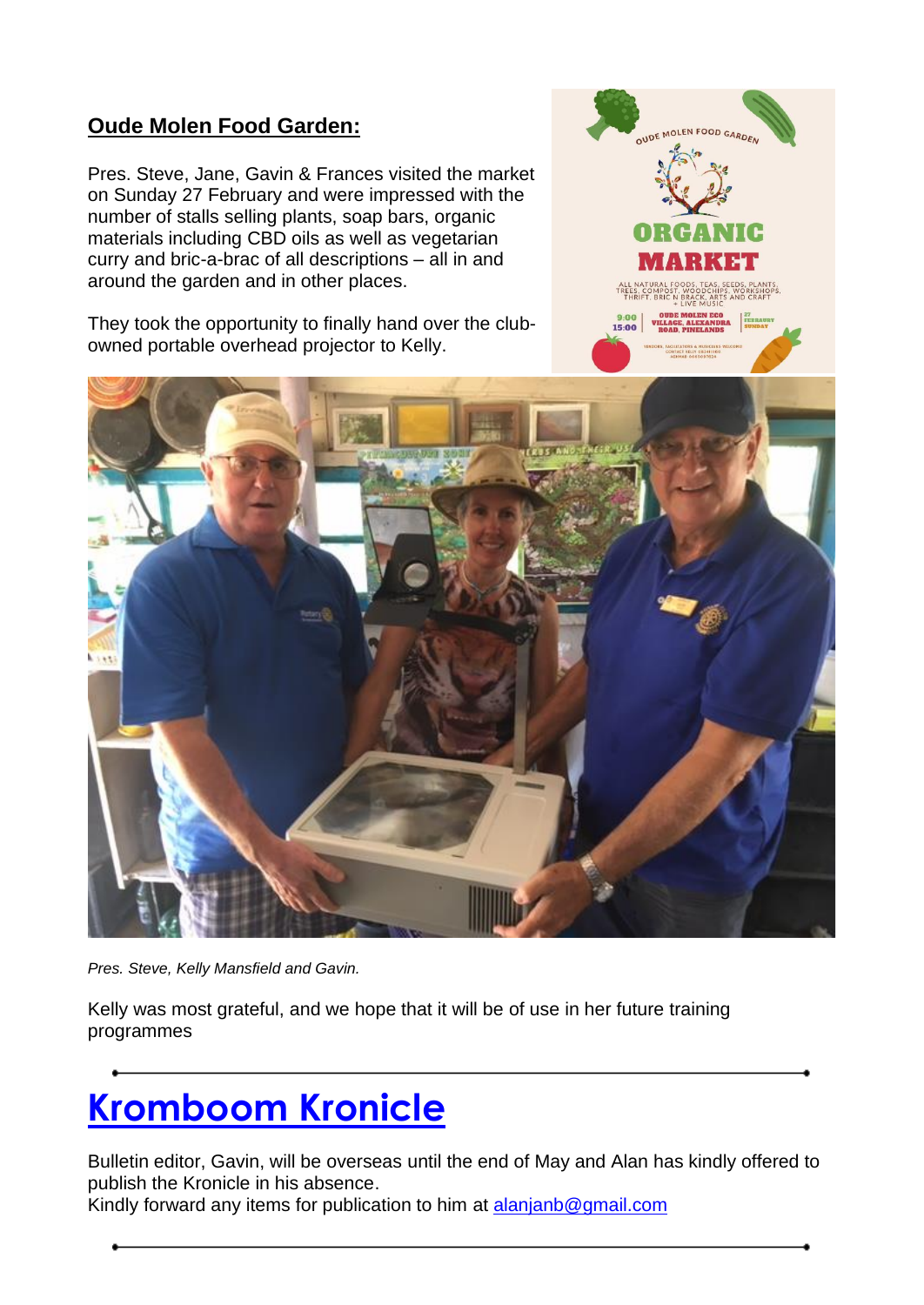## Oude Molen Food Garden:

Pres. Steve, Jane, Gavin & Frances visited the market on Sunday 27 February and were impressed with the number of stalls selling plants, soap bars, organic materials including CBD oils as well as vegetarian curry and bric-a-brac of all descriptions – all in and around the garden and in other places.

They took the opportunity to finally hand over the club-owned portable overhead projector to Kelly.

*Pres. Steve, Kelly Mansfield and Gavin.*

Kelly was most grateful, and we hope that it will be of use in her future training programmes

---

# Kromboom Kronicle

Bulletin editor, Gavin, will be overseas until the end of May and Alan has kindly offered to publish the Kronicle in his absence.
Kindly forward any items for publication to him at alanjanb@gmail.com

---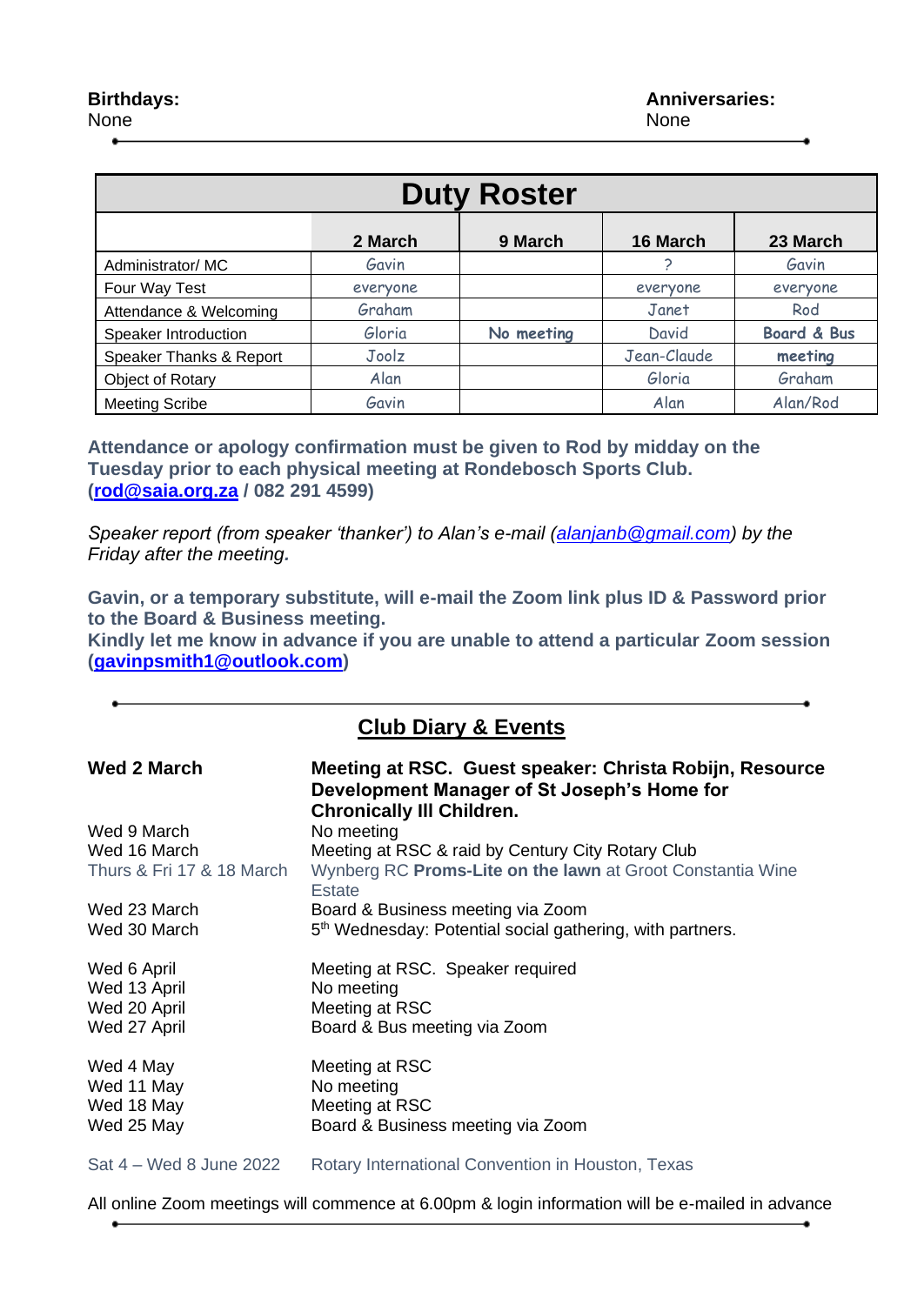**Birthday**s:
None

**Anniversaries:**
None

| Duty Roster | | | | |
|---|---|---|---|---|
| | **2 March** | **9 March** | **16 March** | **23 March** |
| Administrator/ MC | Gavin | | ? | Gavin |
| Four Way Test | everyone | | everyone | everyone |
| Attendance & Welcoming | Graham | | Janet | Rod |
| Speaker Introduction | Gloria | No meeting | David | **Board & Bus** |
| Speaker Thanks & Report | Joolz | | Jean-Claude | **meeting** |
| Object of Rotary | Alan | | Gloria | Graham |
| Meeting Scribe | Gavin | | Alan | Alan/Rod |

**Attendance or apology confirmation must be given to Rod by midday on the Tuesday prior to each physical meeting at Rondebosch Sports Club. (rod@saia.org.za / 082 291 4599)**

*Speaker report (from speaker 'thanker') to Alan's e-mail (alanjanb@gmail.com) by the Friday after the meeting.*

**Gavin, or a temporary substitute, will e-mail the Zoom link plus ID & Password prior to the Board & Business meeting.**
**Kindly let me know in advance if you are unable to attend a particular Zoom session (gavinpsmith1@outlook.com)**

## Club Diary & Events

| | |
|---|---|
| **Wed 2 March** | **Meeting at RSC. Guest speaker: Christa Robijn, Resource Development Manager of St Joseph's Home for Chronically Ill Children.** |
| Wed 9 March | No meeting |
| Wed 16 March | Meeting at RSC & raid by Century City Rotary Club |
| Thurs & Fri 17 & 18 March | Wynberg RC **Proms-Lite on the lawn** at Groot Constantia Wine Estate |
| Wed 23 March | Board & Business meeting via Zoom |
| Wed 30 March | 5th Wednesday: Potential social gathering, with partners. |
| Wed 6 April | Meeting at RSC. Speaker required |
| Wed 13 April | No meeting |
| Wed 20 April | Meeting at RSC |
| Wed 27 April | Board & Bus meeting via Zoom |
| Wed 4 May | Meeting at RSC |
| Wed 11 May | No meeting |
| Wed 18 May | Meeting at RSC |
| Wed 25 May | Board & Business meeting via Zoom |
| Sat 4 – Wed 8 June 2022 | Rotary International Convention in Houston, Texas |

All online Zoom meetings will commence at 6.00pm & login information will be e-mailed in advance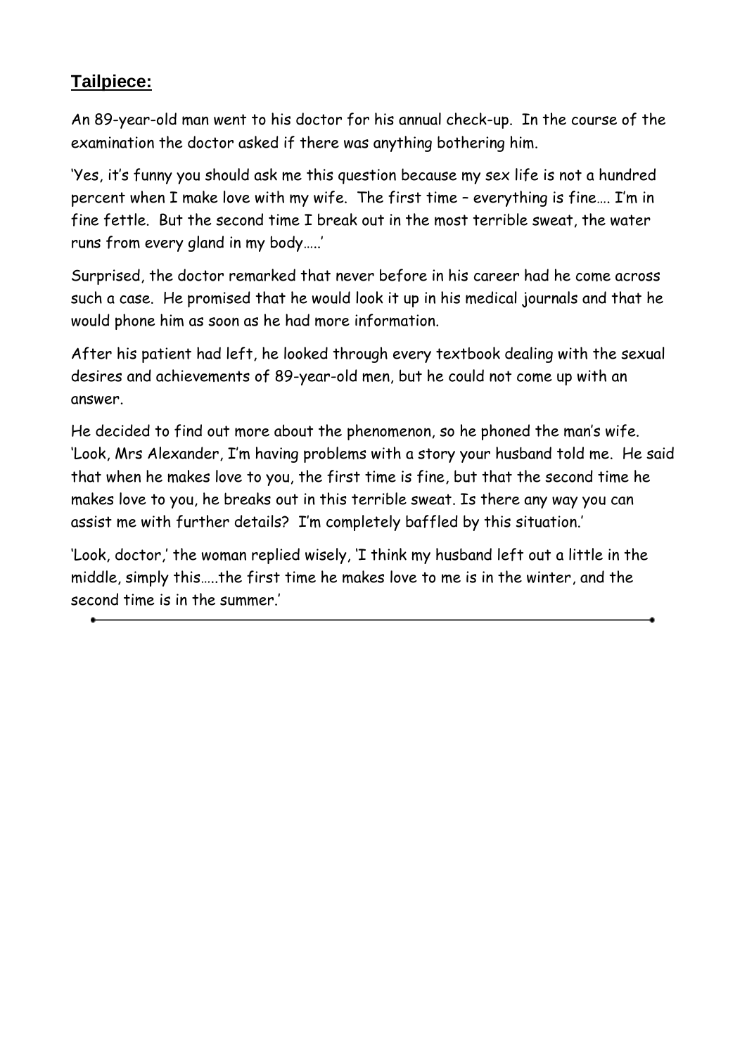## Tailpiece:

An 89-year-old man went to his doctor for his annual check-up. In the course of the examination the doctor asked if there was anything bothering him.

'Yes, it's funny you should ask me this question because my sex life is not a hundred percent when I make love with my wife. The first time – everything is fine…. I'm in fine fettle. But the second time I break out in the most terrible sweat, the water runs from every gland in my body…..'

Surprised, the doctor remarked that never before in his career had he come across such a case. He promised that he would look it up in his medical journals and that he would phone him as soon as he had more information.

After his patient had left, he looked through every textbook dealing with the sexual desires and achievements of 89-year-old men, but he could not come up with an answer.

He decided to find out more about the phenomenon, so he phoned the man's wife. 'Look, Mrs Alexander, I'm having problems with a story your husband told me. He said that when he makes love to you, the first time is fine, but that the second time he makes love to you, he breaks out in this terrible sweat. Is there any way you can assist me with further details? I'm completely baffled by this situation.'

'Look, doctor,' the woman replied wisely, 'I think my husband left out a little in the middle, simply this…..the first time he makes love to me is in the winter, and the second time is in the summer.'